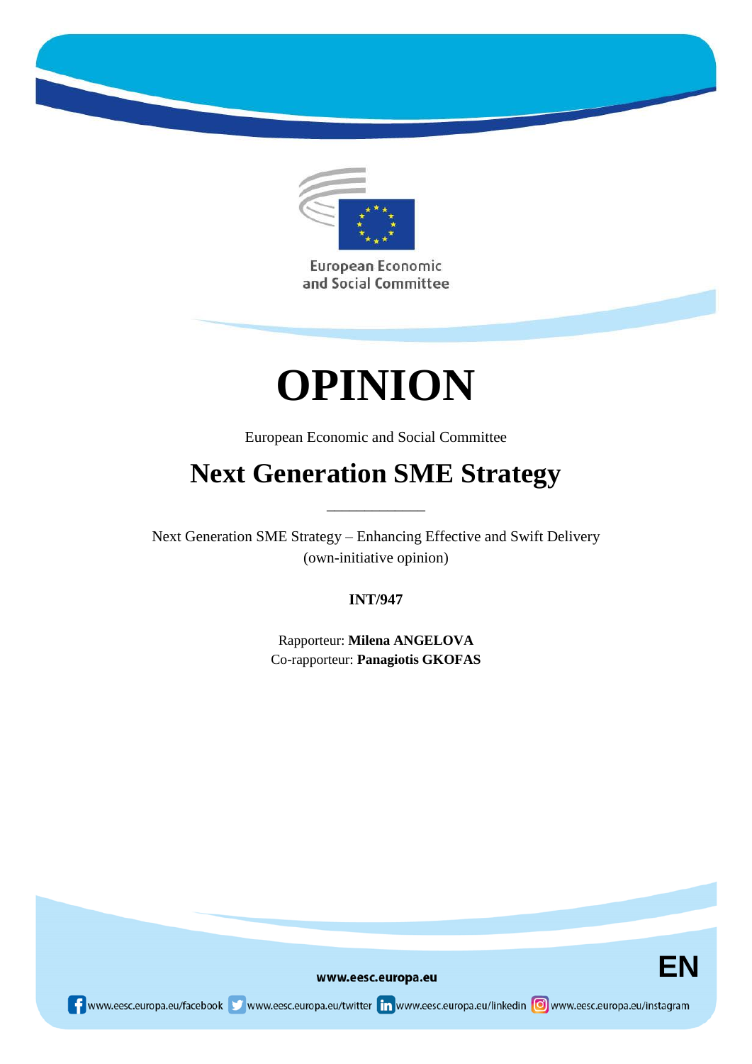European Economic and Social Committee

# OPINION

European Economic and Social Committee

## Next Generation SME Strategy

\_\_\_\_\_\_\_\_\_\_\_\_\_

Next Generation SME Strategy – Enhancing Effective and Swift Delivery
(own-initiative opinion)

**INT/947**

Rapporteur: **Milena ANGELOVA**
Co-rapporteur: **Panagiotis GKOFAS**

www.eesc.europa.eu

EN

www.eesc.europa.eu/facebook www.eesc.europa.eu/twitter www.eesc.europa.eu/linkedin www.eesc.europa.eu/instagram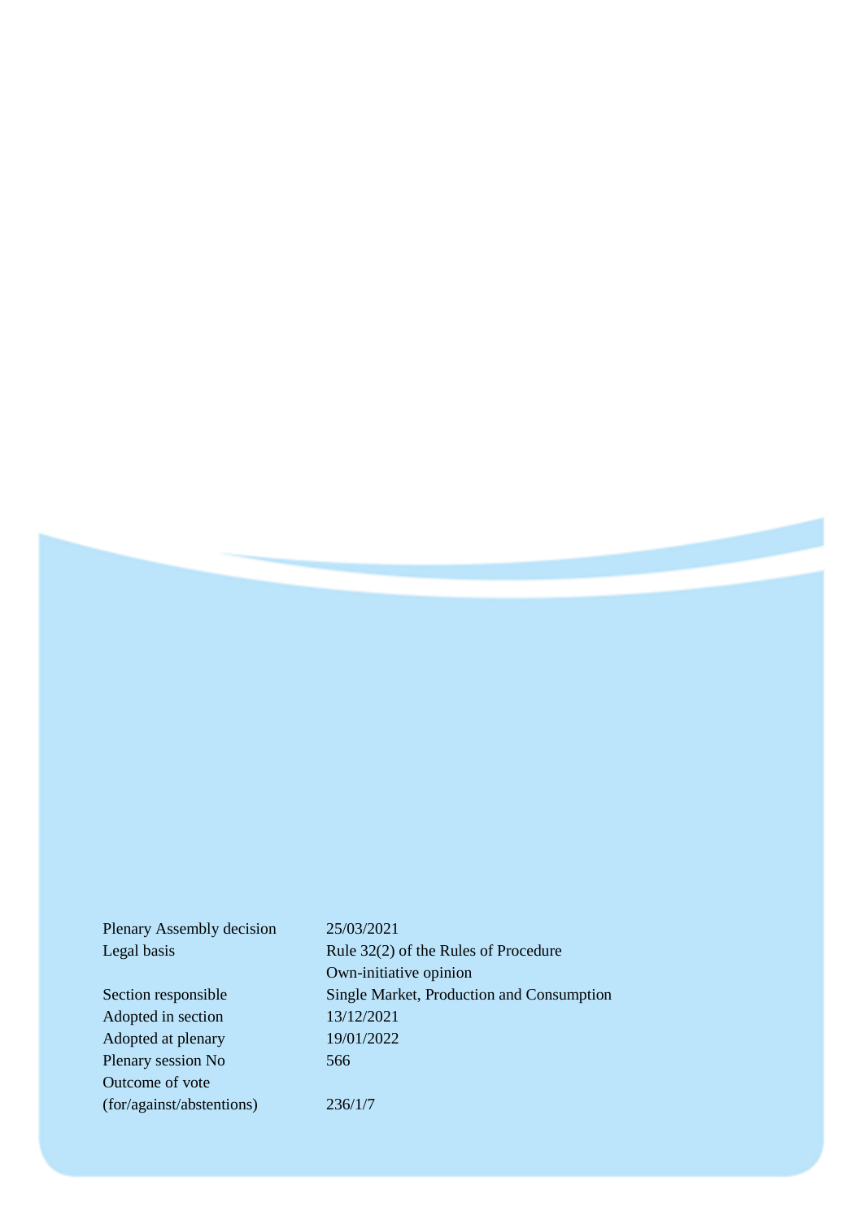| | |
|---|---|
| Plenary Assembly decision | 25/03/2021 |
| Legal basis | Rule 32(2) of the Rules of Procedure |
| | Own-initiative opinion |
| Section responsible | Single Market, Production and Consumption |
| Adopted in section | 13/12/2021 |
| Adopted at plenary | 19/01/2022 |
| Plenary session No | 566 |
| Outcome of vote (for/against/abstentions) | 236/1/7 |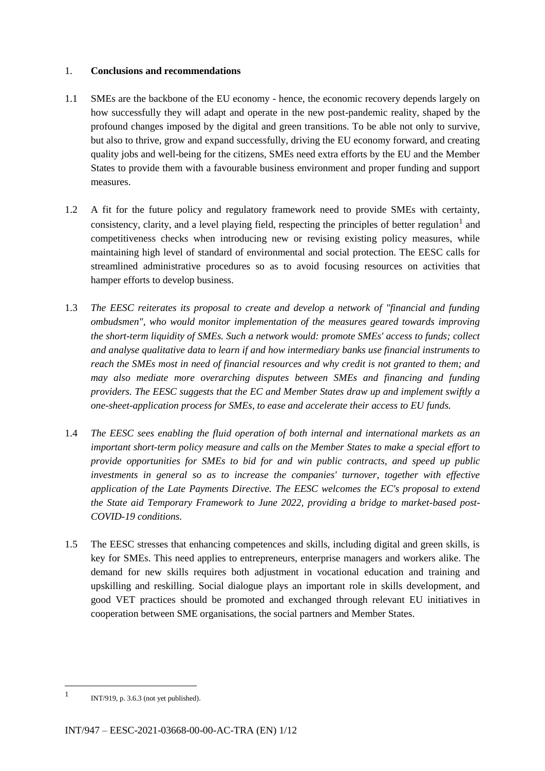1. **Conclusions and recommendations**

1.1 SMEs are the backbone of the EU economy - hence, the economic recovery depends largely on how successfully they will adapt and operate in the new post-pandemic reality, shaped by the profound changes imposed by the digital and green transitions. To be able not only to survive, but also to thrive, grow and expand successfully, driving the EU economy forward, and creating quality jobs and well-being for the citizens, SMEs need extra efforts by the EU and the Member States to provide them with a favourable business environment and proper funding and support measures.

1.2 A fit for the future policy and regulatory framework need to provide SMEs with certainty, consistency, clarity, and a level playing field, respecting the principles of better regulation[1] and competitiveness checks when introducing new or revising existing policy measures, while maintaining high level of standard of environmental and social protection. The EESC calls for streamlined administrative procedures so as to avoid focusing resources on activities that hamper efforts to develop business.

1.3 *The EESC reiterates its proposal to create and develop a network of "financial and funding ombudsmen", who would monitor implementation of the measures geared towards improving the short-term liquidity of SMEs. Such a network would: promote SMEs' access to funds; collect and analyse qualitative data to learn if and how intermediary banks use financial instruments to reach the SMEs most in need of financial resources and why credit is not granted to them; and may also mediate more overarching disputes between SMEs and financing and funding providers. The EESC suggests that the EC and Member States draw up and implement swiftly a one-sheet-application process for SMEs, to ease and accelerate their access to EU funds.*

1.4 *The EESC sees enabling the fluid operation of both internal and international markets as an important short-term policy measure and calls on the Member States to make a special effort to provide opportunities for SMEs to bid for and win public contracts, and speed up public investments in general so as to increase the companies' turnover, together with effective application of the Late Payments Directive. The EESC welcomes the EC's proposal to extend the State aid Temporary Framework to June 2022, providing a bridge to market-based post-COVID-19 conditions.*

1.5 The EESC stresses that enhancing competences and skills, including digital and green skills, is key for SMEs. This need applies to entrepreneurs, enterprise managers and workers alike. The demand for new skills requires both adjustment in vocational education and training and upskilling and reskilling. Social dialogue plays an important role in skills development, and good VET practices should be promoted and exchanged through relevant EU initiatives in cooperation between SME organisations, the social partners and Member States.

---

[1] INT/919, p. 3.6.3 (not yet published).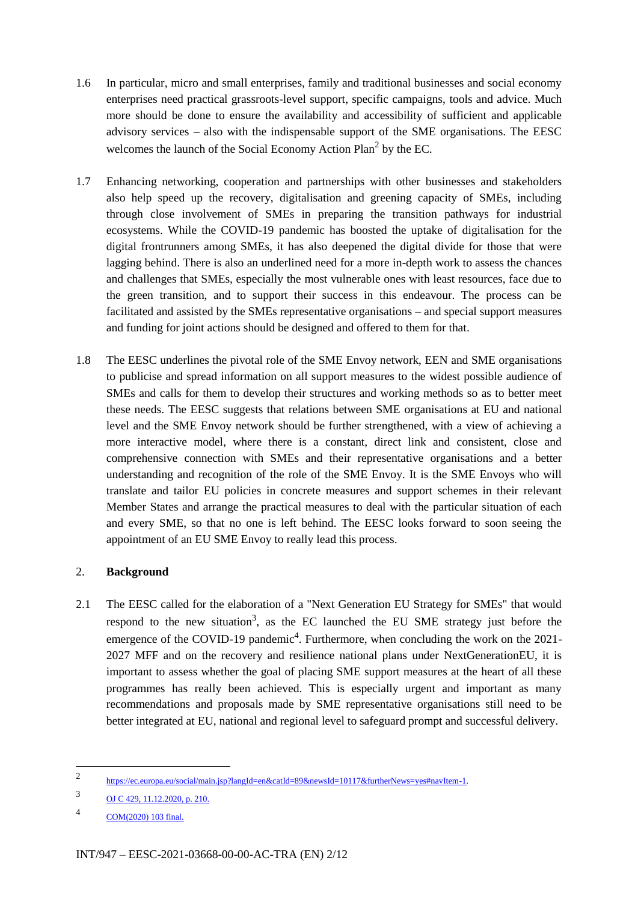1.6 In particular, micro and small enterprises, family and traditional businesses and social economy enterprises need practical grassroots-level support, specific campaigns, tools and advice. Much more should be done to ensure the availability and accessibility of sufficient and applicable advisory services – also with the indispensable support of the SME organisations. The EESC welcomes the launch of the Social Economy Action Plan[2] by the EC.

1.7 Enhancing networking, cooperation and partnerships with other businesses and stakeholders also help speed up the recovery, digitalisation and greening capacity of SMEs, including through close involvement of SMEs in preparing the transition pathways for industrial ecosystems. While the COVID-19 pandemic has boosted the uptake of digitalisation for the digital frontrunners among SMEs, it has also deepened the digital divide for those that were lagging behind. There is also an underlined need for a more in-depth work to assess the chances and challenges that SMEs, especially the most vulnerable ones with least resources, face due to the green transition, and to support their success in this endeavour. The process can be facilitated and assisted by the SMEs representative organisations – and special support measures and funding for joint actions should be designed and offered to them for that.

1.8 The EESC underlines the pivotal role of the SME Envoy network, EEN and SME organisations to publicise and spread information on all support measures to the widest possible audience of SMEs and calls for them to develop their structures and working methods so as to better meet these needs. The EESC suggests that relations between SME organisations at EU and national level and the SME Envoy network should be further strengthened, with a view of achieving a more interactive model, where there is a constant, direct link and consistent, close and comprehensive connection with SMEs and their representative organisations and a better understanding and recognition of the role of the SME Envoy. It is the SME Envoys who will translate and tailor EU policies in concrete measures and support schemes in their relevant Member States and arrange the practical measures to deal with the particular situation of each and every SME, so that no one is left behind. The EESC looks forward to soon seeing the appointment of an EU SME Envoy to really lead this process.

## 2. Background

2.1 The EESC called for the elaboration of a "Next Generation EU Strategy for SMEs" that would respond to the new situation[3], as the EC launched the EU SME strategy just before the emergence of the COVID-19 pandemic[4]. Furthermore, when concluding the work on the 2021-2027 MFF and on the recovery and resilience national plans under NextGenerationEU, it is important to assess whether the goal of placing SME support measures at the heart of all these programmes has really been achieved. This is especially urgent and important as many recommendations and proposals made by SME representative organisations still need to be better integrated at EU, national and regional level to safeguard prompt and successful delivery.

---

[2] https://ec.europa.eu/social/main.jsp?langId=en&catId=89&newsId=10117&furtherNews=yes#navItem-1.

[3] OJ C 429, 11.12.2020, p. 210.

[4] COM(2020) 103 final.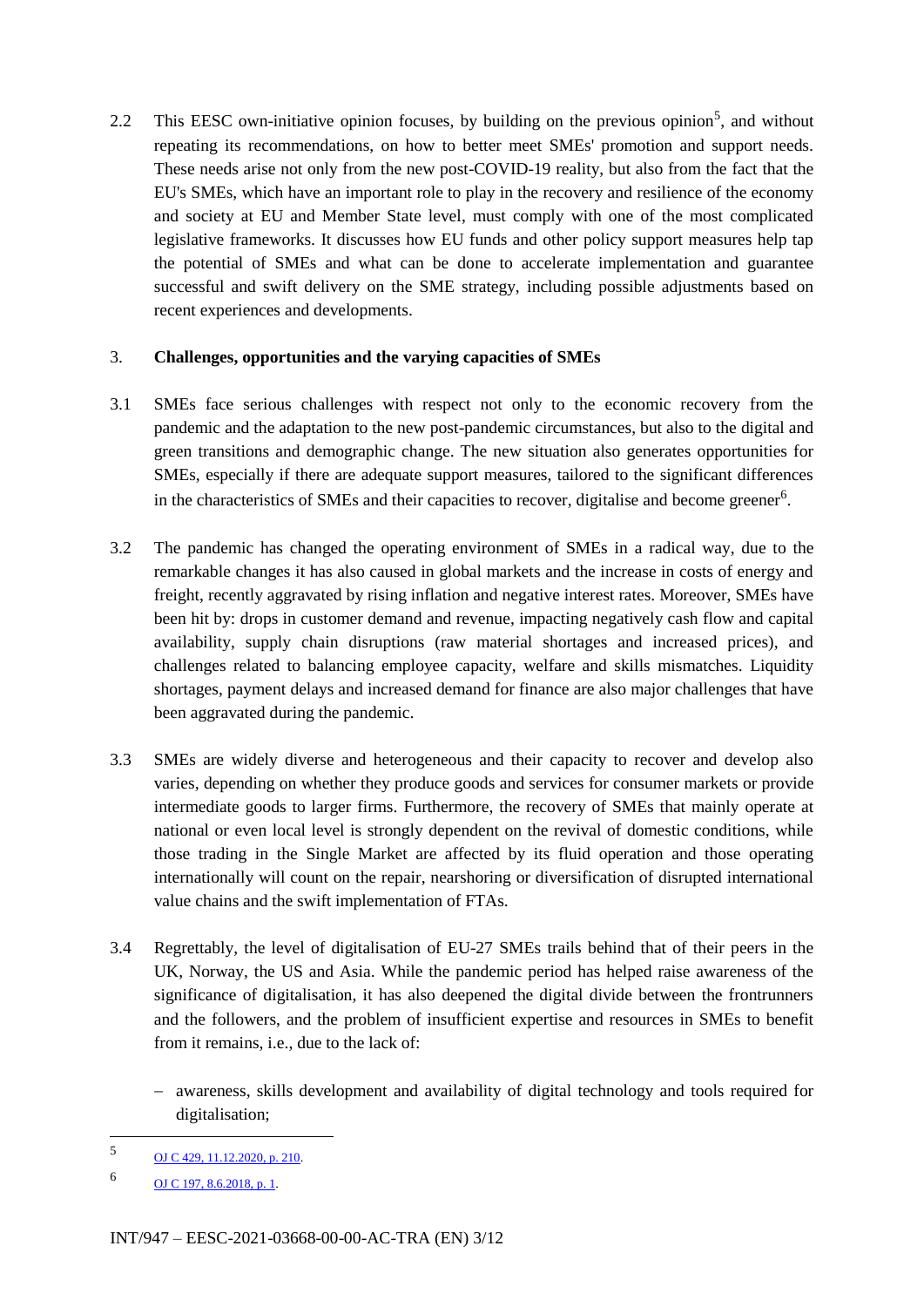2.2 This EESC own-initiative opinion focuses, by building on the previous opinion[5], and without repeating its recommendations, on how to better meet SMEs' promotion and support needs. These needs arise not only from the new post-COVID-19 reality, but also from the fact that the EU's SMEs, which have an important role to play in the recovery and resilience of the economy and society at EU and Member State level, must comply with one of the most complicated legislative frameworks. It discusses how EU funds and other policy support measures help tap the potential of SMEs and what can be done to accelerate implementation and guarantee successful and swift delivery on the SME strategy, including possible adjustments based on recent experiences and developments.

## 3. Challenges, opportunities and the varying capacities of SMEs

3.1 SMEs face serious challenges with respect not only to the economic recovery from the pandemic and the adaptation to the new post-pandemic circumstances, but also to the digital and green transitions and demographic change. The new situation also generates opportunities for SMEs, especially if there are adequate support measures, tailored to the significant differences in the characteristics of SMEs and their capacities to recover, digitalise and become greener[6].

3.2 The pandemic has changed the operating environment of SMEs in a radical way, due to the remarkable changes it has also caused in global markets and the increase in costs of energy and freight, recently aggravated by rising inflation and negative interest rates. Moreover, SMEs have been hit by: drops in customer demand and revenue, impacting negatively cash flow and capital availability, supply chain disruptions (raw material shortages and increased prices), and challenges related to balancing employee capacity, welfare and skills mismatches. Liquidity shortages, payment delays and increased demand for finance are also major challenges that have been aggravated during the pandemic.

3.3 SMEs are widely diverse and heterogeneous and their capacity to recover and develop also varies, depending on whether they produce goods and services for consumer markets or provide intermediate goods to larger firms. Furthermore, the recovery of SMEs that mainly operate at national or even local level is strongly dependent on the revival of domestic conditions, while those trading in the Single Market are affected by its fluid operation and those operating internationally will count on the repair, nearshoring or diversification of disrupted international value chains and the swift implementation of FTAs.

3.4 Regrettably, the level of digitalisation of EU-27 SMEs trails behind that of their peers in the UK, Norway, the US and Asia. While the pandemic period has helped raise awareness of the significance of digitalisation, it has also deepened the digital divide between the frontrunners and the followers, and the problem of insufficient expertise and resources in SMEs to benefit from it remains, i.e., due to the lack of:

- awareness, skills development and availability of digital technology and tools required for digitalisation;

---

[5] OJ C 429, 11.12.2020, p. 210.

[6] OJ C 197, 8.6.2018, p. 1.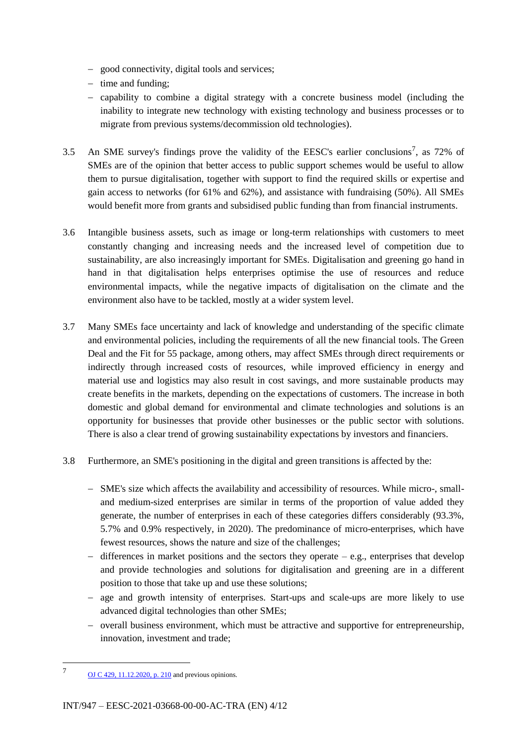- good connectivity, digital tools and services;
- time and funding;
- capability to combine a digital strategy with a concrete business model (including the inability to integrate new technology with existing technology and business processes or to migrate from previous systems/decommission old technologies).

3.5 An SME survey's findings prove the validity of the EESC's earlier conclusions[7], as 72% of SMEs are of the opinion that better access to public support schemes would be useful to allow them to pursue digitalisation, together with support to find the required skills or expertise and gain access to networks (for 61% and 62%), and assistance with fundraising (50%). All SMEs would benefit more from grants and subsidised public funding than from financial instruments.

3.6 Intangible business assets, such as image or long-term relationships with customers to meet constantly changing and increasing needs and the increased level of competition due to sustainability, are also increasingly important for SMEs. Digitalisation and greening go hand in hand in that digitalisation helps enterprises optimise the use of resources and reduce environmental impacts, while the negative impacts of digitalisation on the climate and the environment also have to be tackled, mostly at a wider system level.

3.7 Many SMEs face uncertainty and lack of knowledge and understanding of the specific climate and environmental policies, including the requirements of all the new financial tools. The Green Deal and the Fit for 55 package, among others, may affect SMEs through direct requirements or indirectly through increased costs of resources, while improved efficiency in energy and material use and logistics may also result in cost savings, and more sustainable products may create benefits in the markets, depending on the expectations of customers. The increase in both domestic and global demand for environmental and climate technologies and solutions is an opportunity for businesses that provide other businesses or the public sector with solutions. There is also a clear trend of growing sustainability expectations by investors and financiers.

3.8 Furthermore, an SME's positioning in the digital and green transitions is affected by the:

- SME's size which affects the availability and accessibility of resources. While micro-, small- and medium-sized enterprises are similar in terms of the proportion of value added they generate, the number of enterprises in each of these categories differs considerably (93.3%, 5.7% and 0.9% respectively, in 2020). The predominance of micro-enterprises, which have fewest resources, shows the nature and size of the challenges;
- differences in market positions and the sectors they operate – e.g., enterprises that develop and provide technologies and solutions for digitalisation and greening are in a different position to those that take up and use these solutions;
- age and growth intensity of enterprises. Start-ups and scale-ups are more likely to use advanced digital technologies than other SMEs;
- overall business environment, which must be attractive and supportive for entrepreneurship, innovation, investment and trade;

---

[7] OJ C 429, 11.12.2020, p. 210 and previous opinions.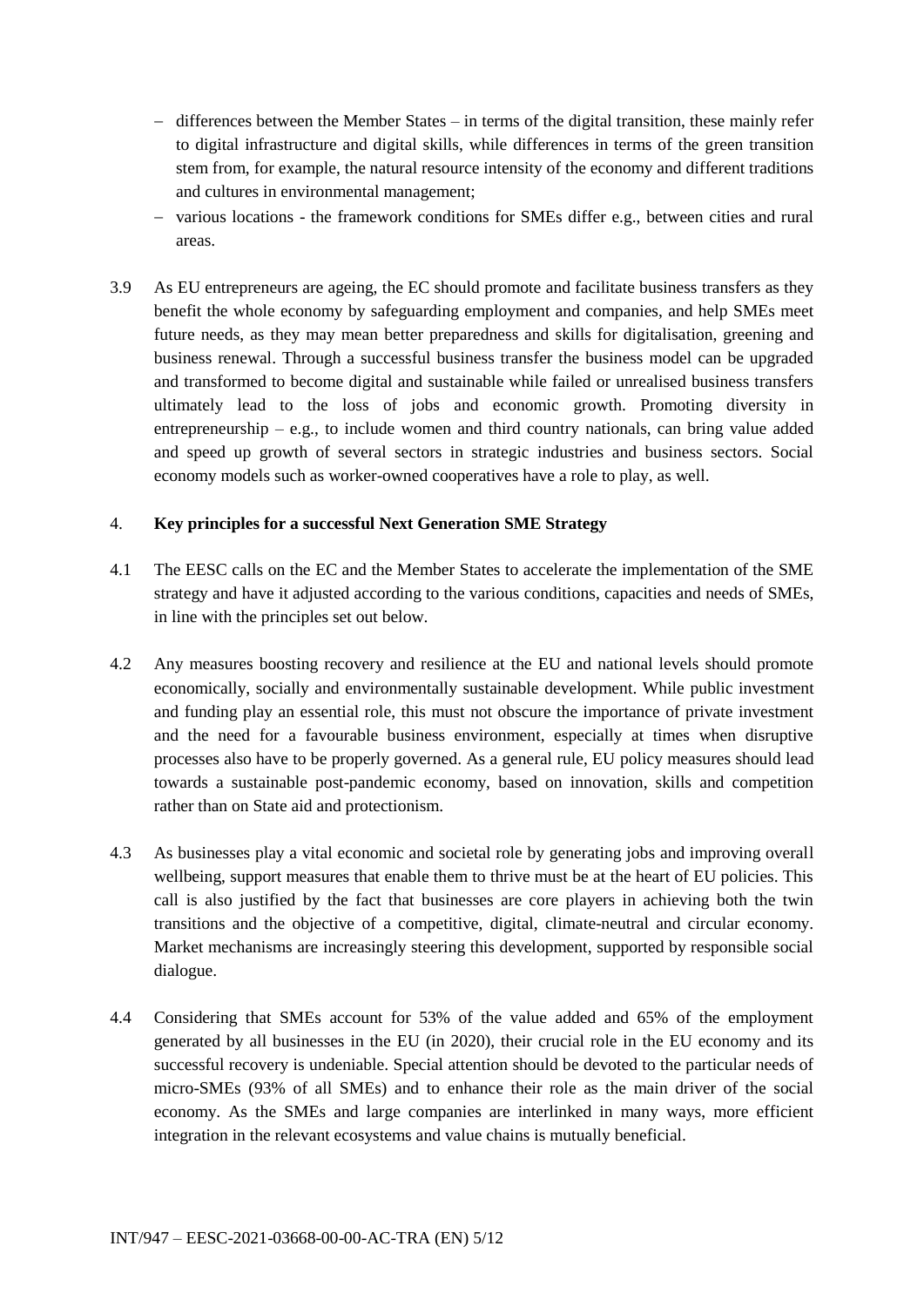- differences between the Member States – in terms of the digital transition, these mainly refer to digital infrastructure and digital skills, while differences in terms of the green transition stem from, for example, the natural resource intensity of the economy and different traditions and cultures in environmental management;
- various locations - the framework conditions for SMEs differ e.g., between cities and rural areas.

3.9 As EU entrepreneurs are ageing, the EC should promote and facilitate business transfers as they benefit the whole economy by safeguarding employment and companies, and help SMEs meet future needs, as they may mean better preparedness and skills for digitalisation, greening and business renewal. Through a successful business transfer the business model can be upgraded and transformed to become digital and sustainable while failed or unrealised business transfers ultimately lead to the loss of jobs and economic growth. Promoting diversity in entrepreneurship – e.g., to include women and third country nationals, can bring value added and speed up growth of several sectors in strategic industries and business sectors. Social economy models such as worker-owned cooperatives have a role to play, as well.

## 4. **Key principles for a successful Next Generation SME Strategy**

4.1 The EESC calls on the EC and the Member States to accelerate the implementation of the SME strategy and have it adjusted according to the various conditions, capacities and needs of SMEs, in line with the principles set out below.

4.2 Any measures boosting recovery and resilience at the EU and national levels should promote economically, socially and environmentally sustainable development. While public investment and funding play an essential role, this must not obscure the importance of private investment and the need for a favourable business environment, especially at times when disruptive processes also have to be properly governed. As a general rule, EU policy measures should lead towards a sustainable post-pandemic economy, based on innovation, skills and competition rather than on State aid and protectionism.

4.3 As businesses play a vital economic and societal role by generating jobs and improving overall wellbeing, support measures that enable them to thrive must be at the heart of EU policies. This call is also justified by the fact that businesses are core players in achieving both the twin transitions and the objective of a competitive, digital, climate-neutral and circular economy. Market mechanisms are increasingly steering this development, supported by responsible social dialogue.

4.4 Considering that SMEs account for 53% of the value added and 65% of the employment generated by all businesses in the EU (in 2020), their crucial role in the EU economy and its successful recovery is undeniable. Special attention should be devoted to the particular needs of micro-SMEs (93% of all SMEs) and to enhance their role as the main driver of the social economy. As the SMEs and large companies are interlinked in many ways, more efficient integration in the relevant ecosystems and value chains is mutually beneficial.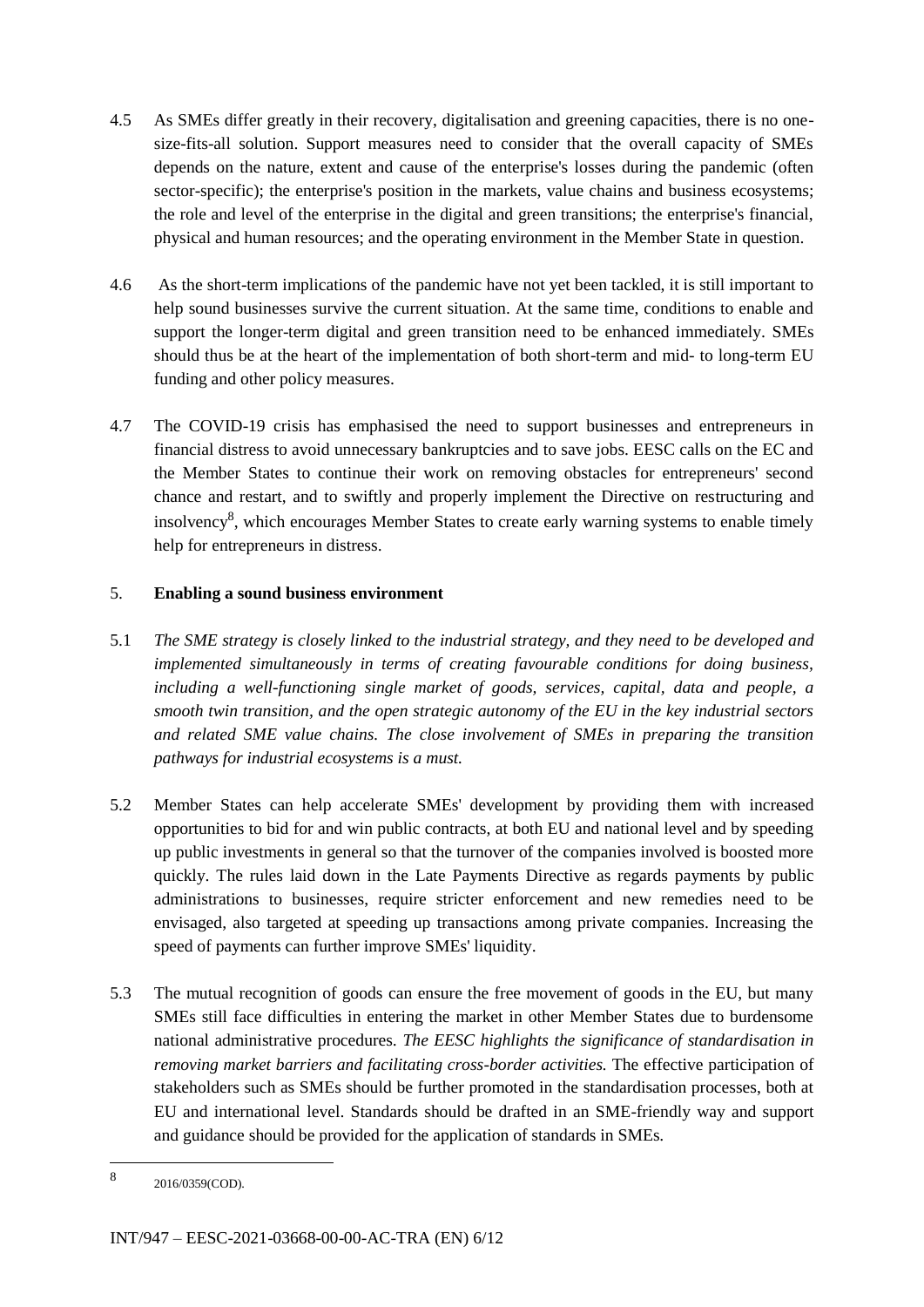4.5 As SMEs differ greatly in their recovery, digitalisation and greening capacities, there is no one-size-fits-all solution. Support measures need to consider that the overall capacity of SMEs depends on the nature, extent and cause of the enterprise's losses during the pandemic (often sector-specific); the enterprise's position in the markets, value chains and business ecosystems; the role and level of the enterprise in the digital and green transitions; the enterprise's financial, physical and human resources; and the operating environment in the Member State in question.

4.6 As the short-term implications of the pandemic have not yet been tackled, it is still important to help sound businesses survive the current situation. At the same time, conditions to enable and support the longer-term digital and green transition need to be enhanced immediately. SMEs should thus be at the heart of the implementation of both short-term and mid- to long-term EU funding and other policy measures.

4.7 The COVID-19 crisis has emphasised the need to support businesses and entrepreneurs in financial distress to avoid unnecessary bankruptcies and to save jobs. EESC calls on the EC and the Member States to continue their work on removing obstacles for entrepreneurs' second chance and restart, and to swiftly and properly implement the Directive on restructuring and insolvency[8], which encourages Member States to create early warning systems to enable timely help for entrepreneurs in distress.

## 5. Enabling a sound business environment

5.1 *The SME strategy is closely linked to the industrial strategy, and they need to be developed and implemented simultaneously in terms of creating favourable conditions for doing business, including a well-functioning single market of goods, services, capital, data and people, a smooth twin transition, and the open strategic autonomy of the EU in the key industrial sectors and related SME value chains. The close involvement of SMEs in preparing the transition pathways for industrial ecosystems is a must.*

5.2 Member States can help accelerate SMEs' development by providing them with increased opportunities to bid for and win public contracts, at both EU and national level and by speeding up public investments in general so that the turnover of the companies involved is boosted more quickly. The rules laid down in the Late Payments Directive as regards payments by public administrations to businesses, require stricter enforcement and new remedies need to be envisaged, also targeted at speeding up transactions among private companies. Increasing the speed of payments can further improve SMEs' liquidity.

5.3 The mutual recognition of goods can ensure the free movement of goods in the EU, but many SMEs still face difficulties in entering the market in other Member States due to burdensome national administrative procedures. *The EESC highlights the significance of standardisation in removing market barriers and facilitating cross-border activities.* The effective participation of stakeholders such as SMEs should be further promoted in the standardisation processes, both at EU and international level. Standards should be drafted in an SME-friendly way and support and guidance should be provided for the application of standards in SMEs.

---

[8] 2016/0359(COD).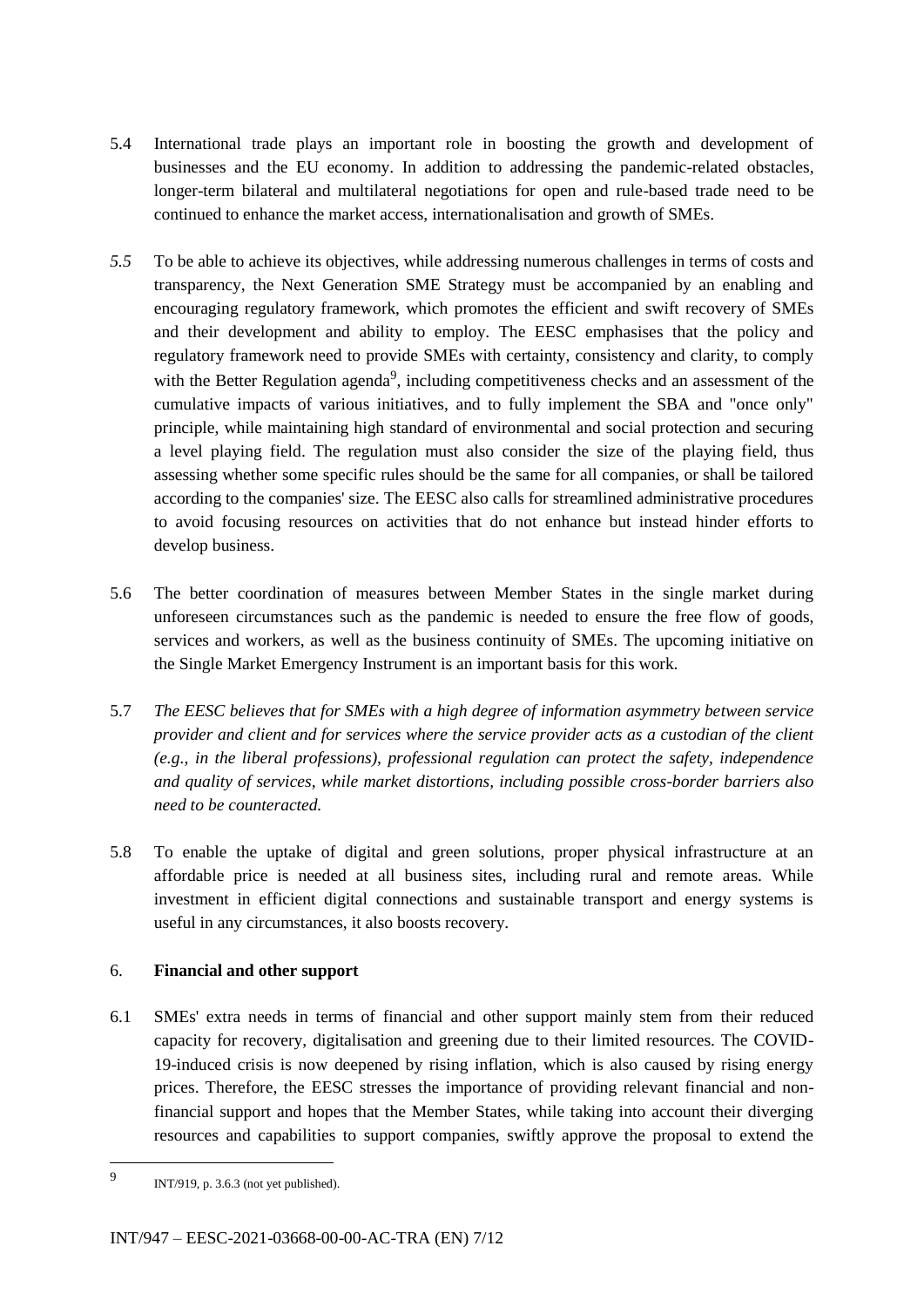5.4 International trade plays an important role in boosting the growth and development of businesses and the EU economy. In addition to addressing the pandemic-related obstacles, longer-term bilateral and multilateral negotiations for open and rule-based trade need to be continued to enhance the market access, internationalisation and growth of SMEs.

*5.5* To be able to achieve its objectives, while addressing numerous challenges in terms of costs and transparency, the Next Generation SME Strategy must be accompanied by an enabling and encouraging regulatory framework, which promotes the efficient and swift recovery of SMEs and their development and ability to employ. The EESC emphasises that the policy and regulatory framework need to provide SMEs with certainty, consistency and clarity, to comply with the Better Regulation agenda[9], including competitiveness checks and an assessment of the cumulative impacts of various initiatives, and to fully implement the SBA and "once only" principle, while maintaining high standard of environmental and social protection and securing a level playing field. The regulation must also consider the size of the playing field, thus assessing whether some specific rules should be the same for all companies, or shall be tailored according to the companies' size. The EESC also calls for streamlined administrative procedures to avoid focusing resources on activities that do not enhance but instead hinder efforts to develop business.

5.6 The better coordination of measures between Member States in the single market during unforeseen circumstances such as the pandemic is needed to ensure the free flow of goods, services and workers, as well as the business continuity of SMEs. The upcoming initiative on the Single Market Emergency Instrument is an important basis for this work.

5.7 *The EESC believes that for SMEs with a high degree of information asymmetry between service provider and client and for services where the service provider acts as a custodian of the client (e.g., in the liberal professions), professional regulation can protect the safety, independence and quality of services, while market distortions, including possible cross-border barriers also need to be counteracted.*

5.8 To enable the uptake of digital and green solutions, proper physical infrastructure at an affordable price is needed at all business sites, including rural and remote areas. While investment in efficient digital connections and sustainable transport and energy systems is useful in any circumstances, it also boosts recovery.

## 6. **Financial and other support**

6.1 SMEs' extra needs in terms of financial and other support mainly stem from their reduced capacity for recovery, digitalisation and greening due to their limited resources. The COVID-19-induced crisis is now deepened by rising inflation, which is also caused by rising energy prices. Therefore, the EESC stresses the importance of providing relevant financial and non-financial support and hopes that the Member States, while taking into account their diverging resources and capabilities to support companies, swiftly approve the proposal to extend the

---

9 INT/919, p. 3.6.3 (not yet published).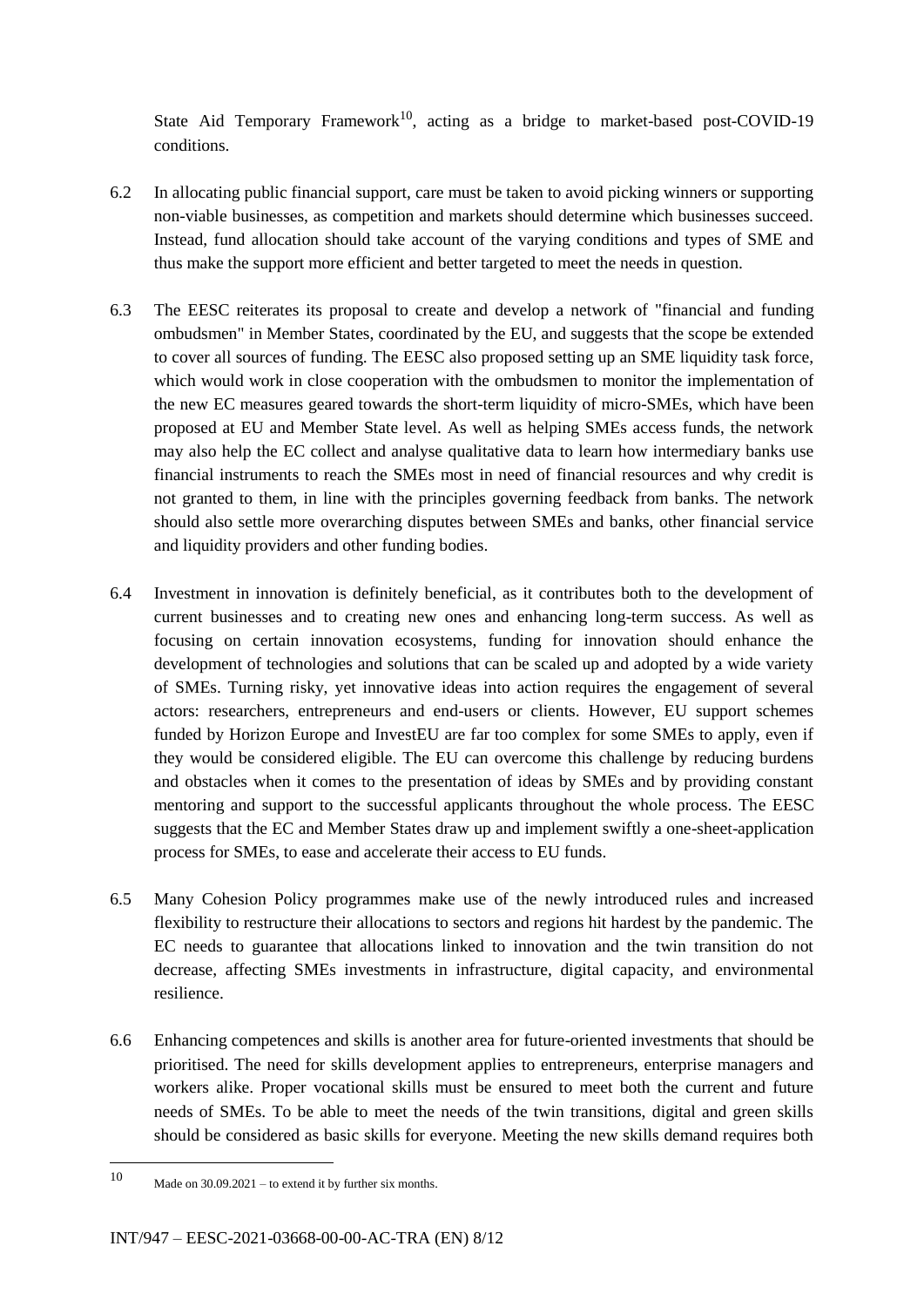State Aid Temporary Framework[10], acting as a bridge to market-based post-COVID-19 conditions.

6.2 In allocating public financial support, care must be taken to avoid picking winners or supporting non-viable businesses, as competition and markets should determine which businesses succeed. Instead, fund allocation should take account of the varying conditions and types of SME and thus make the support more efficient and better targeted to meet the needs in question.

6.3 The EESC reiterates its proposal to create and develop a network of "financial and funding ombudsmen" in Member States, coordinated by the EU, and suggests that the scope be extended to cover all sources of funding. The EESC also proposed setting up an SME liquidity task force, which would work in close cooperation with the ombudsmen to monitor the implementation of the new EC measures geared towards the short-term liquidity of micro-SMEs, which have been proposed at EU and Member State level. As well as helping SMEs access funds, the network may also help the EC collect and analyse qualitative data to learn how intermediary banks use financial instruments to reach the SMEs most in need of financial resources and why credit is not granted to them, in line with the principles governing feedback from banks. The network should also settle more overarching disputes between SMEs and banks, other financial service and liquidity providers and other funding bodies.

6.4 Investment in innovation is definitely beneficial, as it contributes both to the development of current businesses and to creating new ones and enhancing long-term success. As well as focusing on certain innovation ecosystems, funding for innovation should enhance the development of technologies and solutions that can be scaled up and adopted by a wide variety of SMEs. Turning risky, yet innovative ideas into action requires the engagement of several actors: researchers, entrepreneurs and end-users or clients. However, EU support schemes funded by Horizon Europe and InvestEU are far too complex for some SMEs to apply, even if they would be considered eligible. The EU can overcome this challenge by reducing burdens and obstacles when it comes to the presentation of ideas by SMEs and by providing constant mentoring and support to the successful applicants throughout the whole process. The EESC suggests that the EC and Member States draw up and implement swiftly a one-sheet-application process for SMEs, to ease and accelerate their access to EU funds.

6.5 Many Cohesion Policy programmes make use of the newly introduced rules and increased flexibility to restructure their allocations to sectors and regions hit hardest by the pandemic. The EC needs to guarantee that allocations linked to innovation and the twin transition do not decrease, affecting SMEs investments in infrastructure, digital capacity, and environmental resilience.

6.6 Enhancing competences and skills is another area for future-oriented investments that should be prioritised. The need for skills development applies to entrepreneurs, enterprise managers and workers alike. Proper vocational skills must be ensured to meet both the current and future needs of SMEs. To be able to meet the needs of the twin transitions, digital and green skills should be considered as basic skills for everyone. Meeting the new skills demand requires both

[10] Made on 30.09.2021 – to extend it by further six months.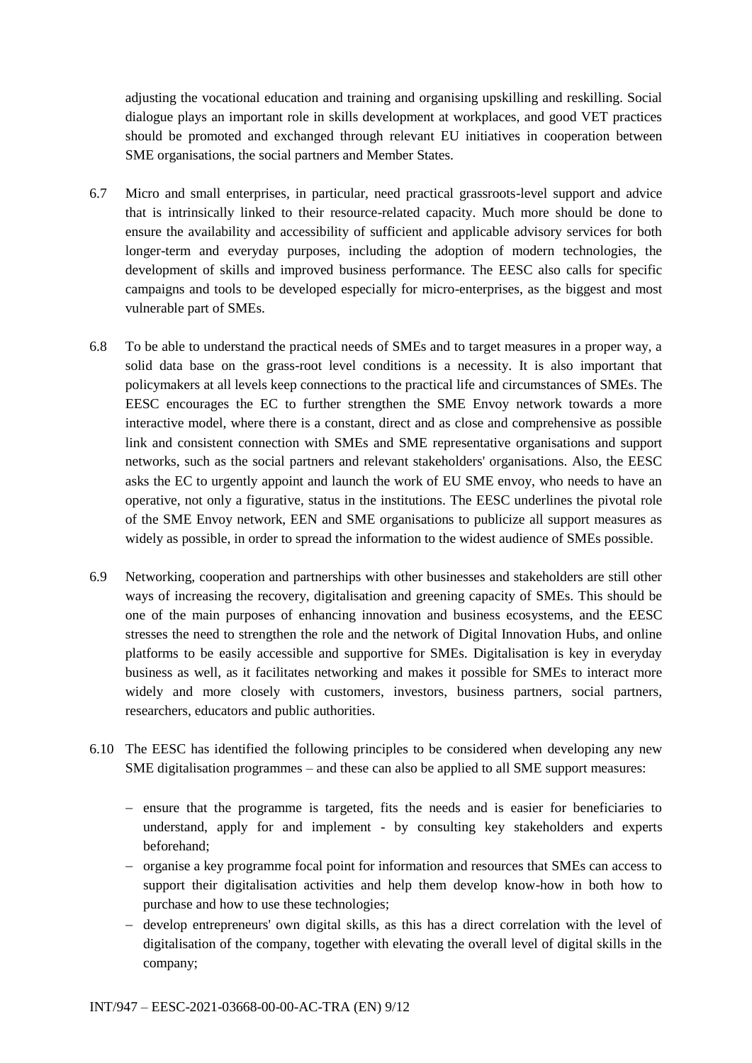adjusting the vocational education and training and organising upskilling and reskilling. Social dialogue plays an important role in skills development at workplaces, and good VET practices should be promoted and exchanged through relevant EU initiatives in cooperation between SME organisations, the social partners and Member States.

6.7 Micro and small enterprises, in particular, need practical grassroots-level support and advice that is intrinsically linked to their resource-related capacity. Much more should be done to ensure the availability and accessibility of sufficient and applicable advisory services for both longer-term and everyday purposes, including the adoption of modern technologies, the development of skills and improved business performance. The EESC also calls for specific campaigns and tools to be developed especially for micro-enterprises, as the biggest and most vulnerable part of SMEs.

6.8 To be able to understand the practical needs of SMEs and to target measures in a proper way, a solid data base on the grass-root level conditions is a necessity. It is also important that policymakers at all levels keep connections to the practical life and circumstances of SMEs. The EESC encourages the EC to further strengthen the SME Envoy network towards a more interactive model, where there is a constant, direct and as close and comprehensive as possible link and consistent connection with SMEs and SME representative organisations and support networks, such as the social partners and relevant stakeholders' organisations. Also, the EESC asks the EC to urgently appoint and launch the work of EU SME envoy, who needs to have an operative, not only a figurative, status in the institutions. The EESC underlines the pivotal role of the SME Envoy network, EEN and SME organisations to publicize all support measures as widely as possible, in order to spread the information to the widest audience of SMEs possible.

6.9 Networking, cooperation and partnerships with other businesses and stakeholders are still other ways of increasing the recovery, digitalisation and greening capacity of SMEs. This should be one of the main purposes of enhancing innovation and business ecosystems, and the EESC stresses the need to strengthen the role and the network of Digital Innovation Hubs, and online platforms to be easily accessible and supportive for SMEs. Digitalisation is key in everyday business as well, as it facilitates networking and makes it possible for SMEs to interact more widely and more closely with customers, investors, business partners, social partners, researchers, educators and public authorities.

6.10 The EESC has identified the following principles to be considered when developing any new SME digitalisation programmes – and these can also be applied to all SME support measures:

- ensure that the programme is targeted, fits the needs and is easier for beneficiaries to understand, apply for and implement - by consulting key stakeholders and experts beforehand;
- organise a key programme focal point for information and resources that SMEs can access to support their digitalisation activities and help them develop know-how in both how to purchase and how to use these technologies;
- develop entrepreneurs' own digital skills, as this has a direct correlation with the level of digitalisation of the company, together with elevating the overall level of digital skills in the company;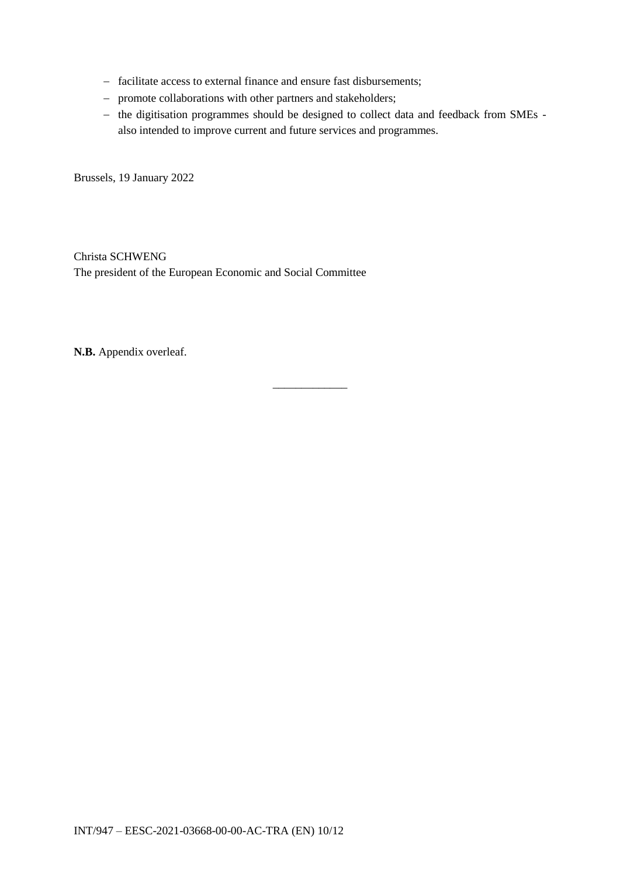- facilitate access to external finance and ensure fast disbursements;
- promote collaborations with other partners and stakeholders;
- the digitisation programmes should be designed to collect data and feedback from SMEs - also intended to improve current and future services and programmes.

Brussels, 19 January 2022

Christa SCHWENG
The president of the European Economic and Social Committee

**N.B.** Appendix overleaf.

_____________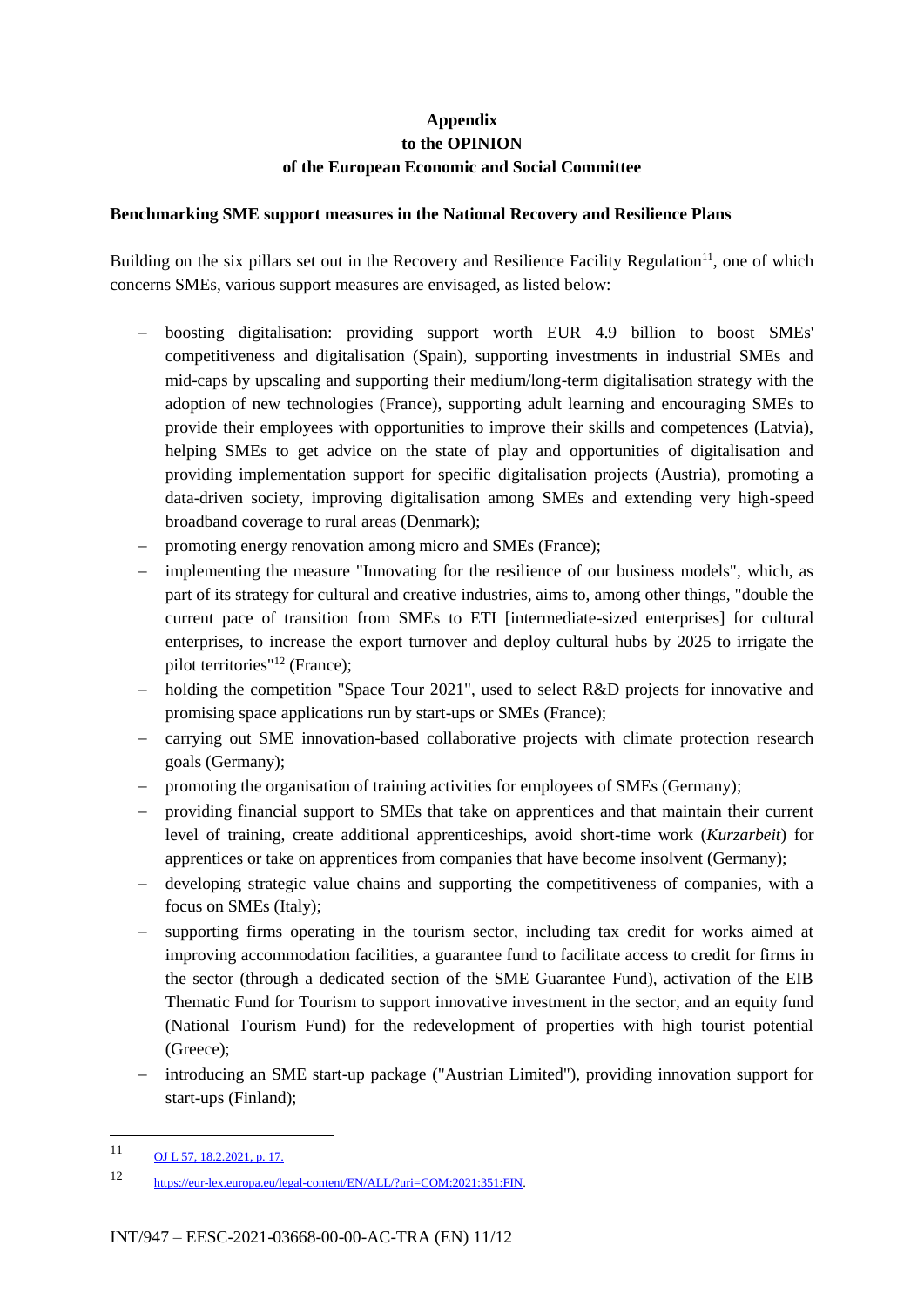**Appendix**
**to the OPINION**
**of the European Economic and Social Committee**

**Benchmarking SME support measures in the National Recovery and Resilience Plans**

Building on the six pillars set out in the Recovery and Resilience Facility Regulation[11], one of which concerns SMEs, various support measures are envisaged, as listed below:

- boosting digitalisation: providing support worth EUR 4.9 billion to boost SMEs' competitiveness and digitalisation (Spain), supporting investments in industrial SMEs and mid-caps by upscaling and supporting their medium/long-term digitalisation strategy with the adoption of new technologies (France), supporting adult learning and encouraging SMEs to provide their employees with opportunities to improve their skills and competences (Latvia), helping SMEs to get advice on the state of play and opportunities of digitalisation and providing implementation support for specific digitalisation projects (Austria), promoting a data-driven society, improving digitalisation among SMEs and extending very high-speed broadband coverage to rural areas (Denmark);
- promoting energy renovation among micro and SMEs (France);
- implementing the measure "Innovating for the resilience of our business models", which, as part of its strategy for cultural and creative industries, aims to, among other things, "double the current pace of transition from SMEs to ETI [intermediate-sized enterprises] for cultural enterprises, to increase the export turnover and deploy cultural hubs by 2025 to irrigate the pilot territories"[12] (France);
- holding the competition "Space Tour 2021", used to select R&D projects for innovative and promising space applications run by start-ups or SMEs (France);
- carrying out SME innovation-based collaborative projects with climate protection research goals (Germany);
- promoting the organisation of training activities for employees of SMEs (Germany);
- providing financial support to SMEs that take on apprentices and that maintain their current level of training, create additional apprenticeships, avoid short-time work (*Kurzarbeit*) for apprentices or take on apprentices from companies that have become insolvent (Germany);
- developing strategic value chains and supporting the competitiveness of companies, with a focus on SMEs (Italy);
- supporting firms operating in the tourism sector, including tax credit for works aimed at improving accommodation facilities, a guarantee fund to facilitate access to credit for firms in the sector (through a dedicated section of the SME Guarantee Fund), activation of the EIB Thematic Fund for Tourism to support innovative investment in the sector, and an equity fund (National Tourism Fund) for the redevelopment of properties with high tourist potential (Greece);
- introducing an SME start-up package ("Austrian Limited"), providing innovation support for start-ups (Finland);

---

[11] OJ L 57, 18.2.2021, p. 17.

[12] https://eur-lex.europa.eu/legal-content/EN/ALL/?uri=COM:2021:351:FIN.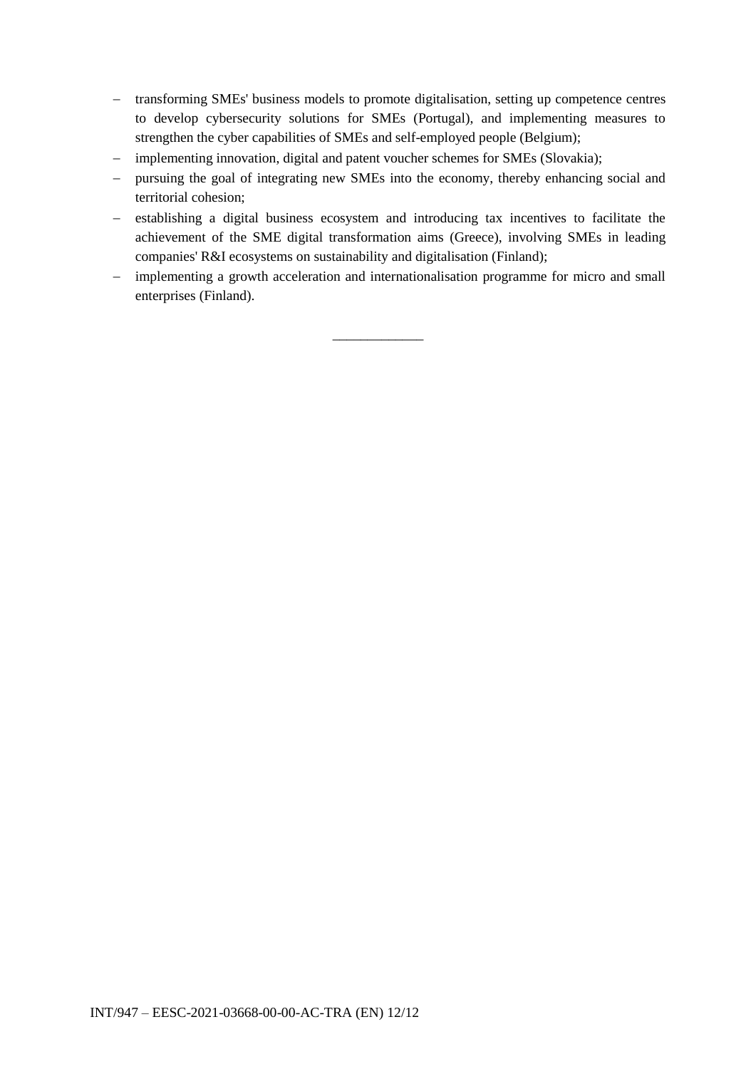- transforming SMEs' business models to promote digitalisation, setting up competence centres to develop cybersecurity solutions for SMEs (Portugal), and implementing measures to strengthen the cyber capabilities of SMEs and self-employed people (Belgium);
- implementing innovation, digital and patent voucher schemes for SMEs (Slovakia);
- pursuing the goal of integrating new SMEs into the economy, thereby enhancing social and territorial cohesion;
- establishing a digital business ecosystem and introducing tax incentives to facilitate the achievement of the SME digital transformation aims (Greece), involving SMEs in leading companies' R&I ecosystems on sustainability and digitalisation (Finland);
- implementing a growth acceleration and internationalisation programme for micro and small enterprises (Finland).

_____________